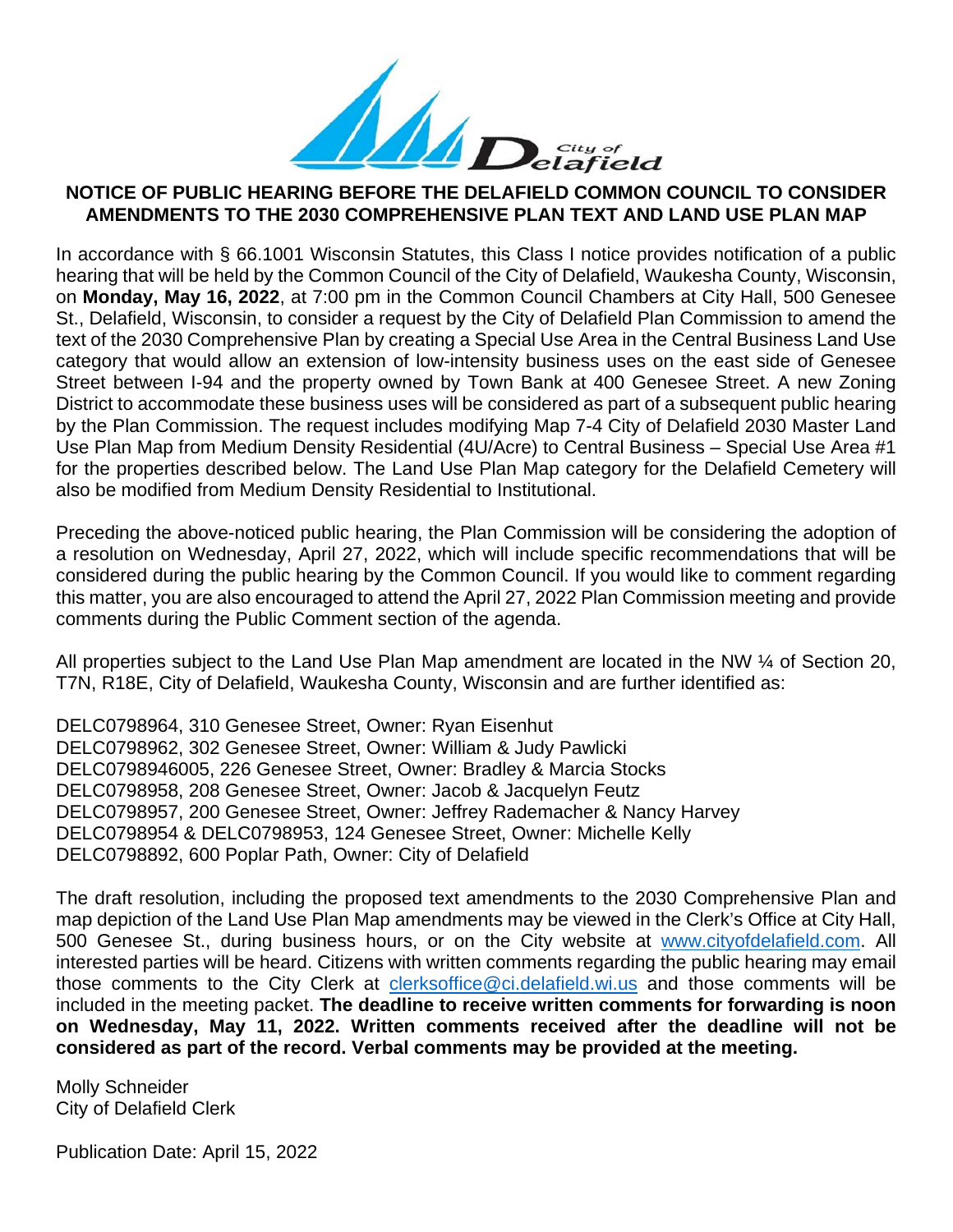City of Delafield

# NOTICE OF PUBLIC HEARING BEFORE THE DELAFIELD COMMON COUNCIL TO CONSIDER AMENDMENTS TO THE 2030 COMPREHENSIVE PLAN TEXT AND LAND USE PLAN MAP

In accordance with § 66.1001 Wisconsin Statutes, this Class I notice provides notification of a public hearing that will be held by the Common Council of the City of Delafield, Waukesha County, Wisconsin, on **Monday, May 16, 2022**, at 7:00 pm in the Common Council Chambers at City Hall, 500 Genesee St., Delafield, Wisconsin, to consider a request by the City of Delafield Plan Commission to amend the text of the 2030 Comprehensive Plan by creating a Special Use Area in the Central Business Land Use category that would allow an extension of low-intensity business uses on the east side of Genesee Street between I-94 and the property owned by Town Bank at 400 Genesee Street. A new Zoning District to accommodate these business uses will be considered as part of a subsequent public hearing by the Plan Commission. The request includes modifying Map 7-4 City of Delafield 2030 Master Land Use Plan Map from Medium Density Residential (4U/Acre) to Central Business – Special Use Area #1 for the properties described below. The Land Use Plan Map category for the Delafield Cemetery will also be modified from Medium Density Residential to Institutional.

Preceding the above-noticed public hearing, the Plan Commission will be considering the adoption of a resolution on Wednesday, April 27, 2022, which will include specific recommendations that will be considered during the public hearing by the Common Council. If you would like to comment regarding this matter, you are also encouraged to attend the April 27, 2022 Plan Commission meeting and provide comments during the Public Comment section of the agenda.

All properties subject to the Land Use Plan Map amendment are located in the NW ¼ of Section 20, T7N, R18E, City of Delafield, Waukesha County, Wisconsin and are further identified as:

DELC0798964, 310 Genesee Street, Owner: Ryan Eisenhut
DELC0798962, 302 Genesee Street, Owner: William & Judy Pawlicki
DELC0798946005, 226 Genesee Street, Owner: Bradley & Marcia Stocks
DELC0798958, 208 Genesee Street, Owner: Jacob & Jacquelyn Feutz
DELC0798957, 200 Genesee Street, Owner: Jeffrey Rademacher & Nancy Harvey
DELC0798954 & DELC0798953, 124 Genesee Street, Owner: Michelle Kelly
DELC0798892, 600 Poplar Path, Owner: City of Delafield

The draft resolution, including the proposed text amendments to the 2030 Comprehensive Plan and map depiction of the Land Use Plan Map amendments may be viewed in the Clerk's Office at City Hall, 500 Genesee St., during business hours, or on the City website at www.cityofdelafield.com. All interested parties will be heard. Citizens with written comments regarding the public hearing may email those comments to the City Clerk at clerksoffice@ci.delafield.wi.us and those comments will be included in the meeting packet. **The deadline to receive written comments for forwarding is noon on Wednesday, May 11, 2022. Written comments received after the deadline will not be considered as part of the record. Verbal comments may be provided at the meeting.**

Molly Schneider
City of Delafield Clerk

Publication Date: April 15, 2022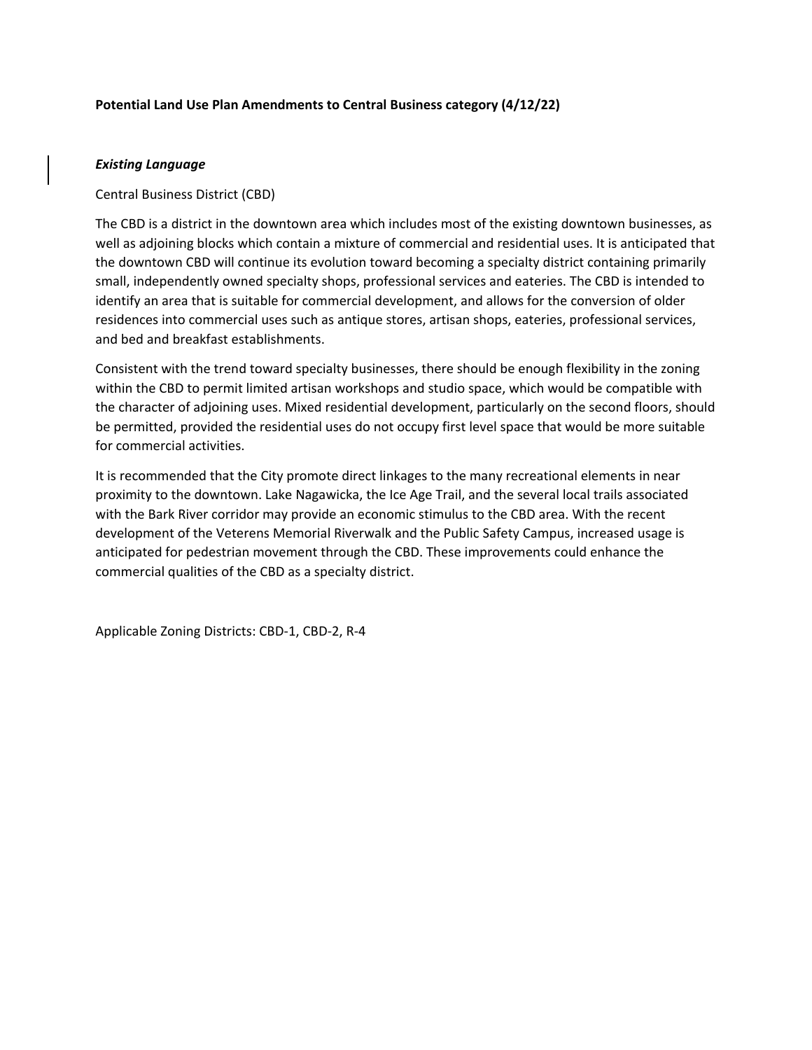**Potential Land Use Plan Amendments to Central Business category (4/12/22)**

***Existing Language***

Central Business District (CBD)

The CBD is a district in the downtown area which includes most of the existing downtown businesses, as well as adjoining blocks which contain a mixture of commercial and residential uses. It is anticipated that the downtown CBD will continue its evolution toward becoming a specialty district containing primarily small, independently owned specialty shops, professional services and eateries. The CBD is intended to identify an area that is suitable for commercial development, and allows for the conversion of older residences into commercial uses such as antique stores, artisan shops, eateries, professional services, and bed and breakfast establishments.

Consistent with the trend toward specialty businesses, there should be enough flexibility in the zoning within the CBD to permit limited artisan workshops and studio space, which would be compatible with the character of adjoining uses. Mixed residential development, particularly on the second floors, should be permitted, provided the residential uses do not occupy first level space that would be more suitable for commercial activities.

It is recommended that the City promote direct linkages to the many recreational elements in near proximity to the downtown. Lake Nagawicka, the Ice Age Trail, and the several local trails associated with the Bark River corridor may provide an economic stimulus to the CBD area. With the recent development of the Veterens Memorial Riverwalk and the Public Safety Campus, increased usage is anticipated for pedestrian movement through the CBD. These improvements could enhance the commercial qualities of the CBD as a specialty district.

Applicable Zoning Districts: CBD-1, CBD-2, R-4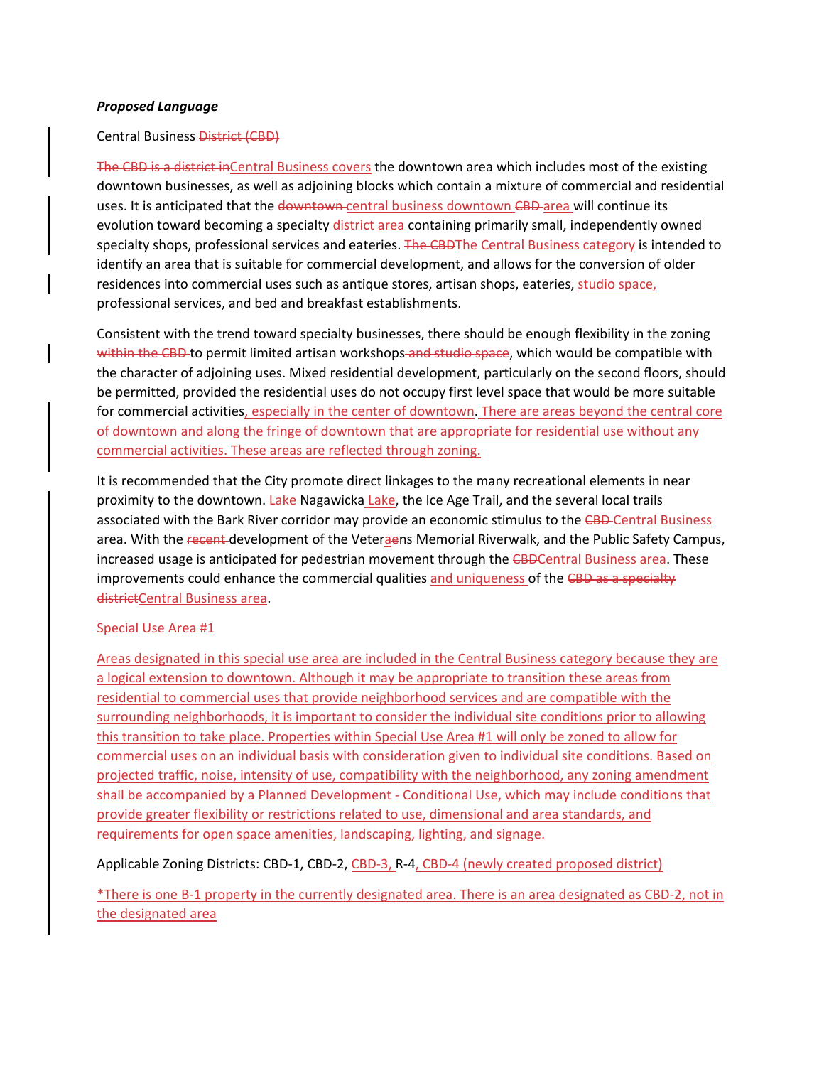***Proposed Language***

Central Business ~~District (CBD)~~

~~The CBD is a district in~~Central Business covers the downtown area which includes most of the existing downtown businesses, as well as adjoining blocks which contain a mixture of commercial and residential uses. It is anticipated that the ~~downtown~~ central business downtown ~~CBD~~ area will continue its evolution toward becoming a specialty ~~district~~ area containing primarily small, independently owned specialty shops, professional services and eateries. ~~The CBD~~The Central Business category is intended to identify an area that is suitable for commercial development, and allows for the conversion of older residences into commercial uses such as antique stores, artisan shops, eateries, studio space, professional services, and bed and breakfast establishments.

Consistent with the trend toward specialty businesses, there should be enough flexibility in the zoning ~~within the CBD~~ to permit limited artisan workshops ~~and studio space~~, which would be compatible with the character of adjoining uses. Mixed residential development, particularly on the second floors, should be permitted, provided the residential uses do not occupy first level space that would be more suitable for commercial activities, especially in the center of downtown. There are areas beyond the central core of downtown and along the fringe of downtown that are appropriate for residential use without any commercial activities. These areas are reflected through zoning.

It is recommended that the City promote direct linkages to the many recreational elements in near proximity to the downtown. ~~Lake~~ Nagawicka Lake, the Ice Age Trail, and the several local trails associated with the Bark River corridor may provide an economic stimulus to the ~~CBD~~ Central Business area. With the ~~recent~~ development of the Veter~~a~~ens Memorial Riverwalk, and the Public Safety Campus, increased usage is anticipated for pedestrian movement through the ~~CBD~~Central Business area. These improvements could enhance the commercial qualities and uniqueness of the ~~CBD as a specialty district~~Central Business area.

Special Use Area #1

Areas designated in this special use area are included in the Central Business category because they are a logical extension to downtown. Although it may be appropriate to transition these areas from residential to commercial uses that provide neighborhood services and are compatible with the surrounding neighborhoods, it is important to consider the individual site conditions prior to allowing this transition to take place. Properties within Special Use Area #1 will only be zoned to allow for commercial uses on an individual basis with consideration given to individual site conditions. Based on projected traffic, noise, intensity of use, compatibility with the neighborhood, any zoning amendment shall be accompanied by a Planned Development - Conditional Use, which may include conditions that provide greater flexibility or restrictions related to use, dimensional and area standards, and requirements for open space amenities, landscaping, lighting, and signage.

Applicable Zoning Districts: CBD-1, CBD-2, CBD-3, R-4, CBD-4 (newly created proposed district)

*There is one B-1 property in the currently designated area. There is an area designated as CBD-2, not in the designated area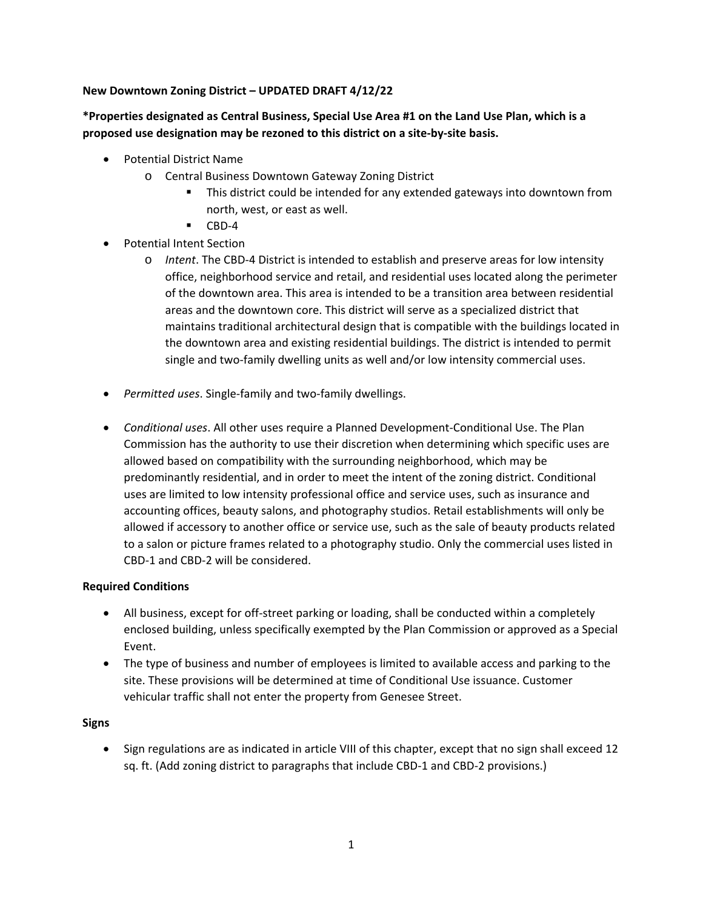**New Downtown Zoning District – UPDATED DRAFT 4/12/22**

**\*Properties designated as Central Business, Special Use Area #1 on the Land Use Plan, which is a proposed use designation may be rezoned to this district on a site-by-site basis.**

- Potential District Name
    - Central Business Downtown Gateway Zoning District
        - This district could be intended for any extended gateways into downtown from north, west, or east as well.
        - CBD-4
- Potential Intent Section
    - *Intent*. The CBD-4 District is intended to establish and preserve areas for low intensity office, neighborhood service and retail, and residential uses located along the perimeter of the downtown area. This area is intended to be a transition area between residential areas and the downtown core. This district will serve as a specialized district that maintains traditional architectural design that is compatible with the buildings located in the downtown area and existing residential buildings. The district is intended to permit single and two-family dwelling units as well and/or low intensity commercial uses.

- *Permitted uses*. Single-family and two-family dwellings.

- *Conditional uses*. All other uses require a Planned Development-Conditional Use. The Plan Commission has the authority to use their discretion when determining which specific uses are allowed based on compatibility with the surrounding neighborhood, which may be predominantly residential, and in order to meet the intent of the zoning district. Conditional uses are limited to low intensity professional office and service uses, such as insurance and accounting offices, beauty salons, and photography studios. Retail establishments will only be allowed if accessory to another office or service use, such as the sale of beauty products related to a salon or picture frames related to a photography studio. Only the commercial uses listed in CBD-1 and CBD-2 will be considered.

**Required Conditions**

- All business, except for off-street parking or loading, shall be conducted within a completely enclosed building, unless specifically exempted by the Plan Commission or approved as a Special Event.
- The type of business and number of employees is limited to available access and parking to the site. These provisions will be determined at time of Conditional Use issuance. Customer vehicular traffic shall not enter the property from Genesee Street.

**Signs**

- Sign regulations are as indicated in article VIII of this chapter, except that no sign shall exceed 12 sq. ft. (Add zoning district to paragraphs that include CBD-1 and CBD-2 provisions.)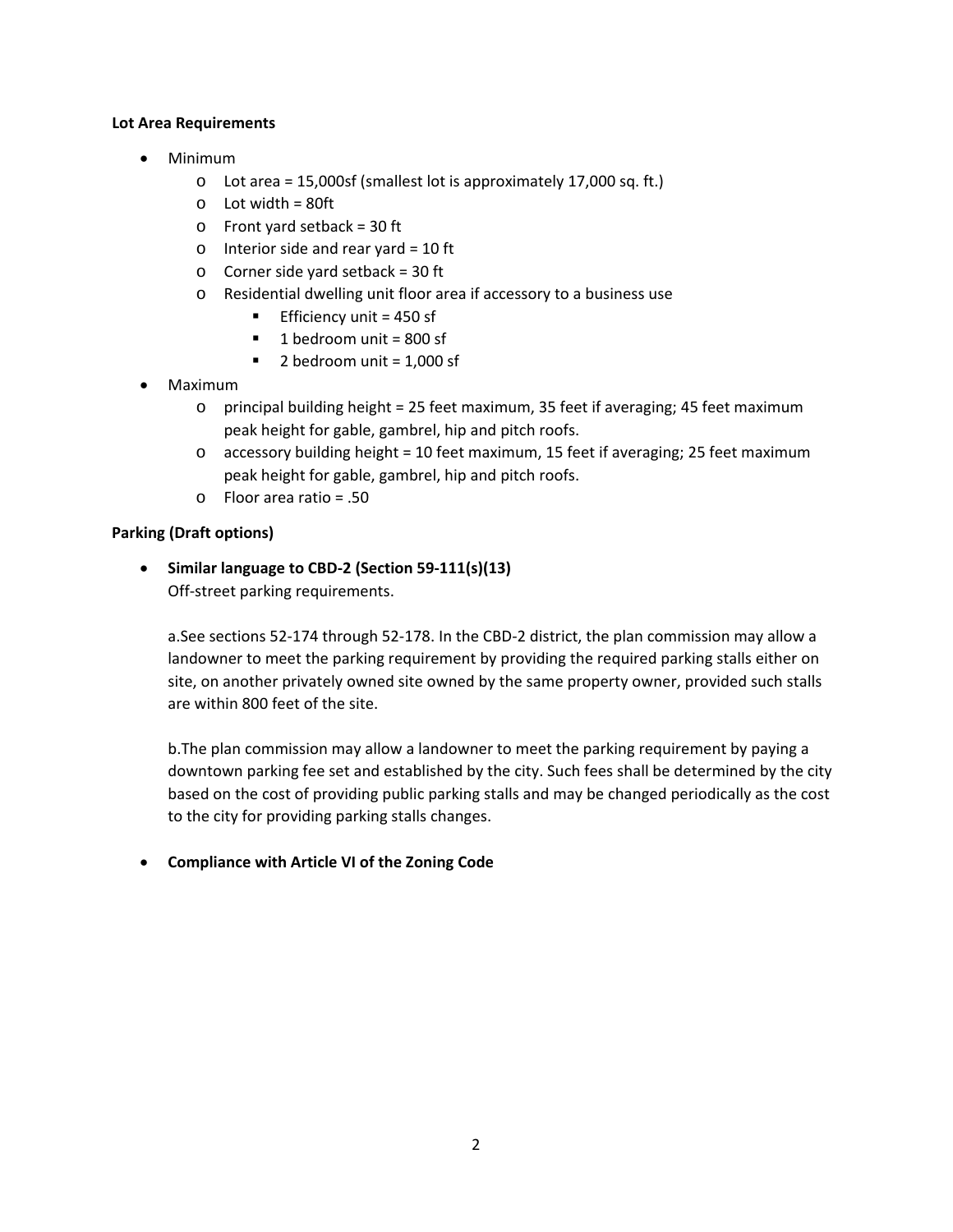**Lot Area Requirements**

- Minimum
  - Lot area = 15,000sf (smallest lot is approximately 17,000 sq. ft.)
  - Lot width = 80ft
  - Front yard setback = 30 ft
  - Interior side and rear yard = 10 ft
  - Corner side yard setback = 30 ft
  - Residential dwelling unit floor area if accessory to a business use
    - Efficiency unit = 450 sf
    - 1 bedroom unit = 800 sf
    - 2 bedroom unit = 1,000 sf
- Maximum
  - principal building height = 25 feet maximum, 35 feet if averaging; 45 feet maximum peak height for gable, gambrel, hip and pitch roofs.
  - accessory building height = 10 feet maximum, 15 feet if averaging; 25 feet maximum peak height for gable, gambrel, hip and pitch roofs.
  - Floor area ratio = .50

**Parking (Draft options)**

- **Similar language to CBD-2 (Section 59-111(s)(13)**
  Off-street parking requirements.

  a.See sections 52-174 through 52-178. In the CBD-2 district, the plan commission may allow a landowner to meet the parking requirement by providing the required parking stalls either on site, on another privately owned site owned by the same property owner, provided such stalls are within 800 feet of the site.

  b.The plan commission may allow a landowner to meet the parking requirement by paying a downtown parking fee set and established by the city. Such fees shall be determined by the city based on the cost of providing public parking stalls and may be changed periodically as the cost to the city for providing parking stalls changes.

- **Compliance with Article VI of the Zoning Code**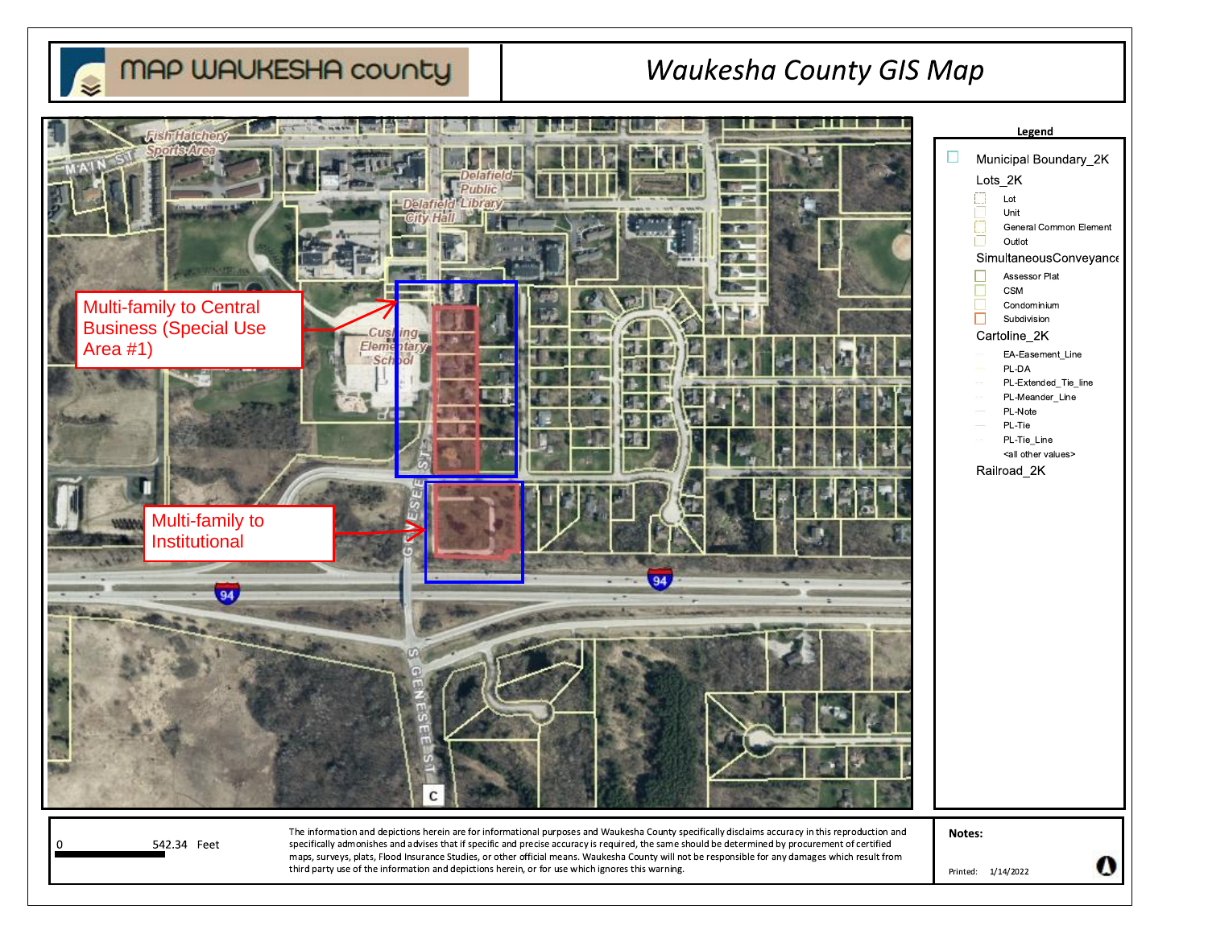# MAP WAUKESHA county

## Waukesha County GIS Map

Multi-family to Central Business (Special Use Area #1)

Multi-family to Institutional

Fish Hatchery Sports Area

MAIN ST

Delafield Public Library

Delafield City Hall

Cushing Elementary School

GENESEE ST

S GENESEE ST

94

C

**Legend**

- Municipal Boundary_2K
- Lots_2K
  - Lot
  - Unit
  - General Common Element
  - Outlot
- SimultaneousConveyance
  - Assessor Plat
  - CSM
  - Condominium
  - Subdivision
- Cartoline_2K
  - EA-Easement_Line
  - PL-DA
  - PL-Extended_Tie_line
  - PL-Meander_Line
  - PL-Note
  - PL-Tie
  - PL-Tie_Line
  - <all other values>
- Railroad_2K

0 542.34 Feet

The information and depictions herein are for informational purposes and Waukesha County specifically disclaims accuracy in this reproduction and specifically admonishes and advises that if specific and precise accuracy is required, the same should be determined by procurement of certified maps, surveys, plats, Flood Insurance Studies, or other official means. Waukesha County will not be responsible for any damages which result from third party use of the information and depictions herein, or for use which ignores this warning.

**Notes:**

Printed: 1/14/2022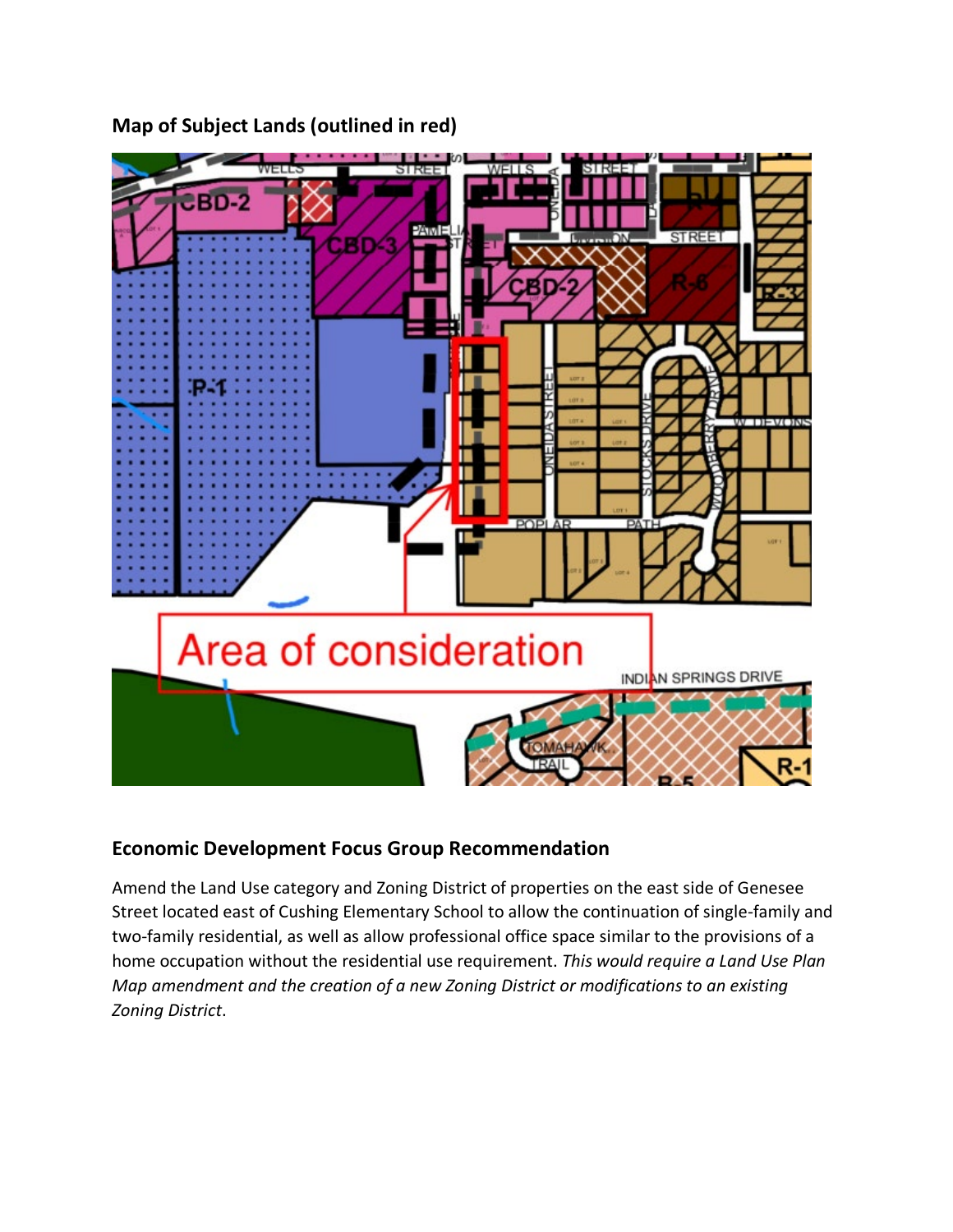**Map of Subject Lands (outlined in red)**

**Economic Development Focus Group Recommendation**

Amend the Land Use category and Zoning District of properties on the east side of Genesee Street located east of Cushing Elementary School to allow the continuation of single-family and two-family residential, as well as allow professional office space similar to the provisions of a home occupation without the residential use requirement. *This would require a Land Use Plan Map amendment and the creation of a new Zoning District or modifications to an existing Zoning District*.